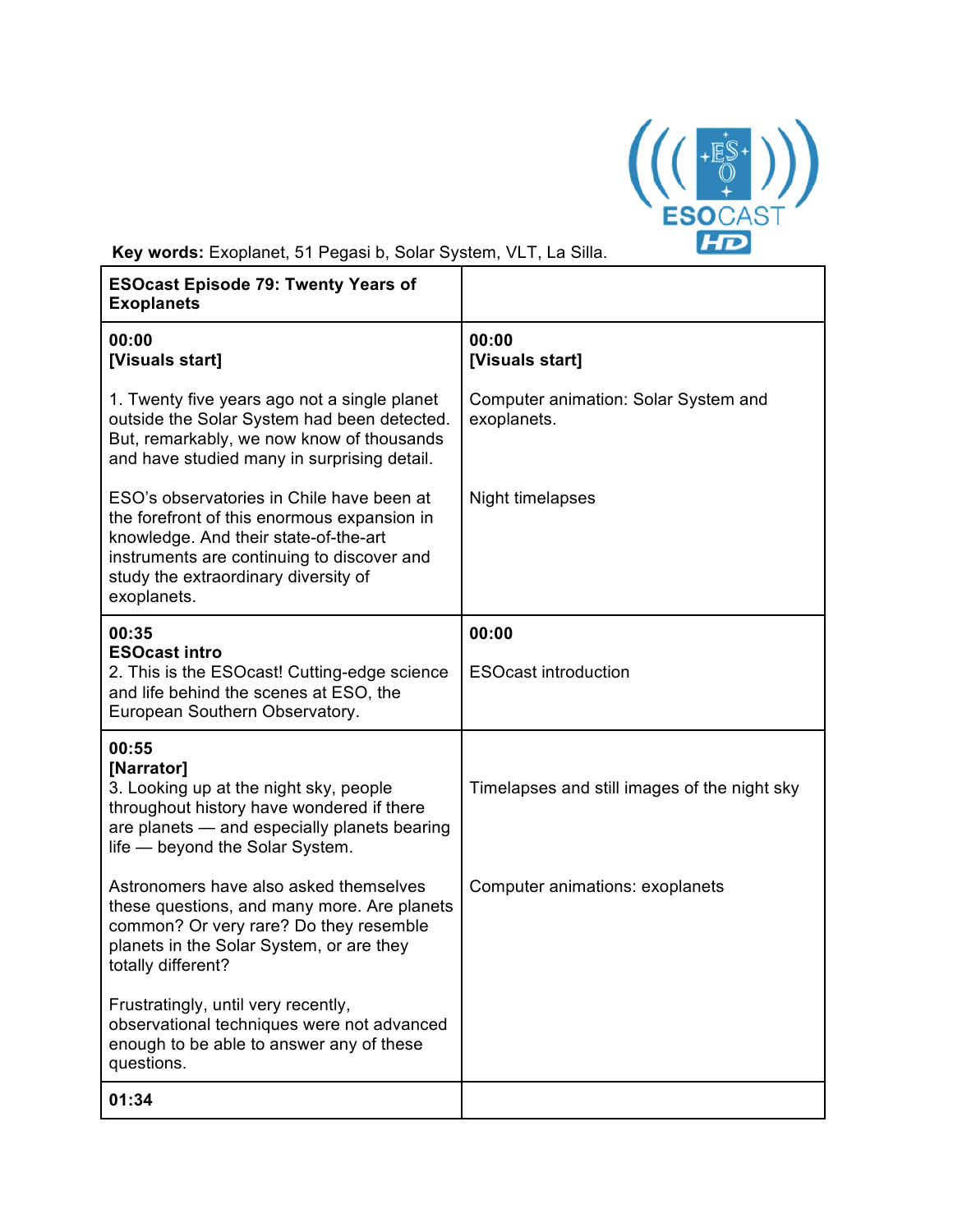**Key words:** Exoplanet, 51 Pegasi b, Solar System, VLT, La Silla.

| ESOcast Episode 79: Twenty Years of Exoplanets | |
|---|---|
| **00:00**<br>**[Visuals start]**<br><br>1. Twenty five years ago not a single planet outside the Solar System had been detected. But, remarkably, we now know of thousands and have studied many in surprising detail.<br><br>ESO's observatories in Chile have been at the forefront of this enormous expansion in knowledge. And their state-of-the-art instruments are continuing to discover and study the extraordinary diversity of exoplanets. | **00:00**<br>**[Visuals start]**<br><br>Computer animation: Solar System and exoplanets.<br><br>Night timelapses |
| **00:35**<br>**ESOcast intro**<br>2. This is the ESOcast! Cutting-edge science and life behind the scenes at ESO, the European Southern Observatory. | **00:00**<br><br>ESOcast introduction |
| **00:55**<br>**[Narrator]**<br>3. Looking up at the night sky, people throughout history have wondered if there are planets — and especially planets bearing life — beyond the Solar System.<br><br>Astronomers have also asked themselves these questions, and many more. Are planets common? Or very rare? Do they resemble planets in the Solar System, or are they totally different?<br><br>Frustratingly, until very recently, observational techniques were not advanced enough to be able to answer any of these questions. | Timelapses and still images of the night sky<br><br>Computer animations: exoplanets |
| **01:34** | |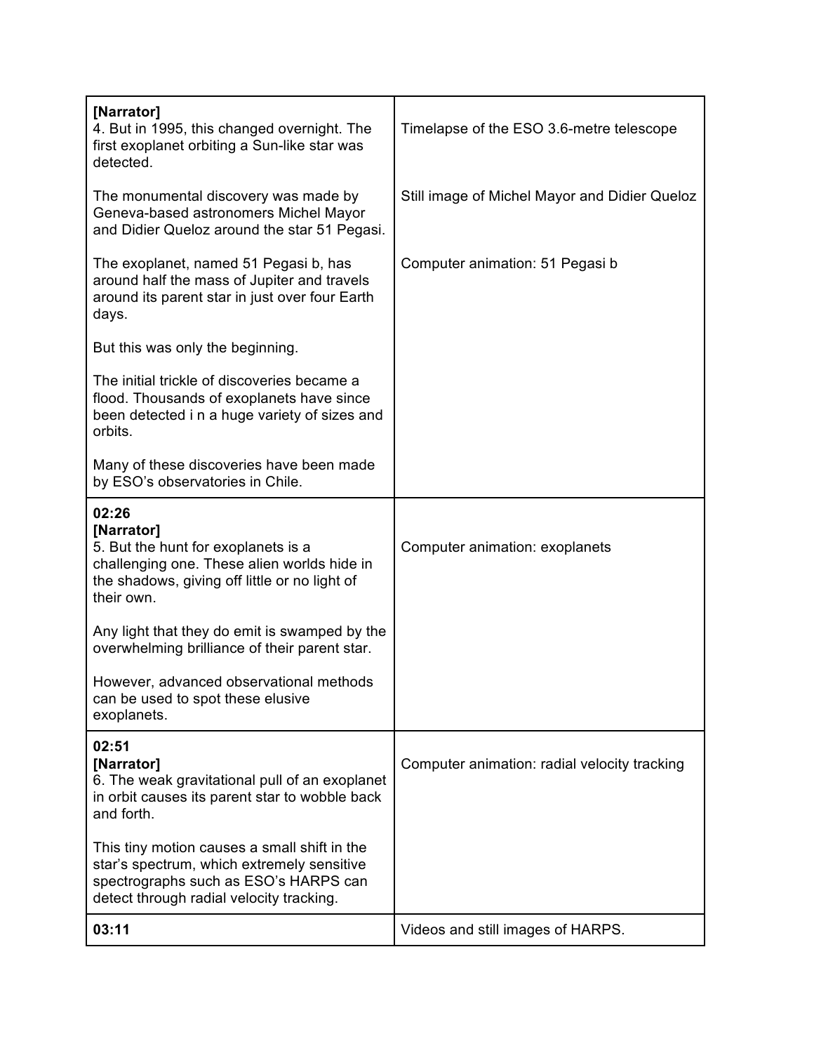| | |
|---|---|
| **[Narrator]**<br>4. But in 1995, this changed overnight. The first exoplanet orbiting a Sun-like star was detected.<br><br>The monumental discovery was made by Geneva-based astronomers Michel Mayor and Didier Queloz around the star 51 Pegasi.<br><br>The exoplanet, named 51 Pegasi b, has around half the mass of Jupiter and travels around its parent star in just over four Earth days.<br><br>But this was only the beginning.<br><br>The initial trickle of discoveries became a flood. Thousands of exoplanets have since been detected i n a huge variety of sizes and orbits.<br><br>Many of these discoveries have been made by ESO's observatories in Chile. | Timelapse of the ESO 3.6-metre telescope<br><br>Still image of Michel Mayor and Didier Queloz<br><br>Computer animation: 51 Pegasi b |
| **02:26**<br>**[Narrator]**<br>5. But the hunt for exoplanets is a challenging one. These alien worlds hide in the shadows, giving off little or no light of their own.<br><br>Any light that they do emit is swamped by the overwhelming brilliance of their parent star.<br><br>However, advanced observational methods can be used to spot these elusive exoplanets. | Computer animation: exoplanets |
| **02:51**<br>**[Narrator]**<br>6. The weak gravitational pull of an exoplanet in orbit causes its parent star to wobble back and forth.<br><br>This tiny motion causes a small shift in the star's spectrum, which extremely sensitive spectrographs such as ESO's HARPS can detect through radial velocity tracking. | Computer animation: radial velocity tracking |
| **03:11** | Videos and still images of HARPS. |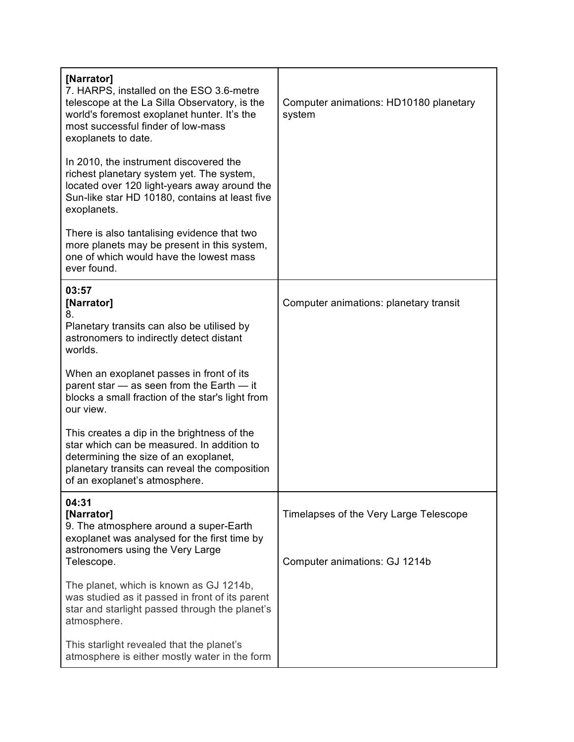| | |
|---|---|
| **[Narrator]**<br>7. HARPS, installed on the ESO 3.6-metre telescope at the La Silla Observatory, is the world's foremost exoplanet hunter. It's the most successful finder of low-mass exoplanets to date.<br><br>In 2010, the instrument discovered the richest planetary system yet. The system, located over 120 light-years away around the Sun-like star HD 10180, contains at least five exoplanets.<br><br>There is also tantalising evidence that two more planets may be present in this system, one of which would have the lowest mass ever found. | Computer animations: HD10180 planetary system |
| **03:57**<br>**[Narrator]**<br>8.<br>Planetary transits can also be utilised by astronomers to indirectly detect distant worlds.<br><br>When an exoplanet passes in front of its parent star — as seen from the Earth — it blocks a small fraction of the star's light from our view.<br><br>This creates a dip in the brightness of the star which can be measured. In addition to determining the size of an exoplanet, planetary transits can reveal the composition of an exoplanet's atmosphere. | Computer animations: planetary transit |
| **04:31**<br>**[Narrator]**<br>9. The atmosphere around a super-Earth exoplanet was analysed for the first time by astronomers using the Very Large Telescope.<br><br>The planet, which is known as GJ 1214b, was studied as it passed in front of its parent star and starlight passed through the planet's atmosphere.<br><br>This starlight revealed that the planet's atmosphere is either mostly water in the form | Timelapses of the Very Large Telescope<br><br>Computer animations: GJ 1214b |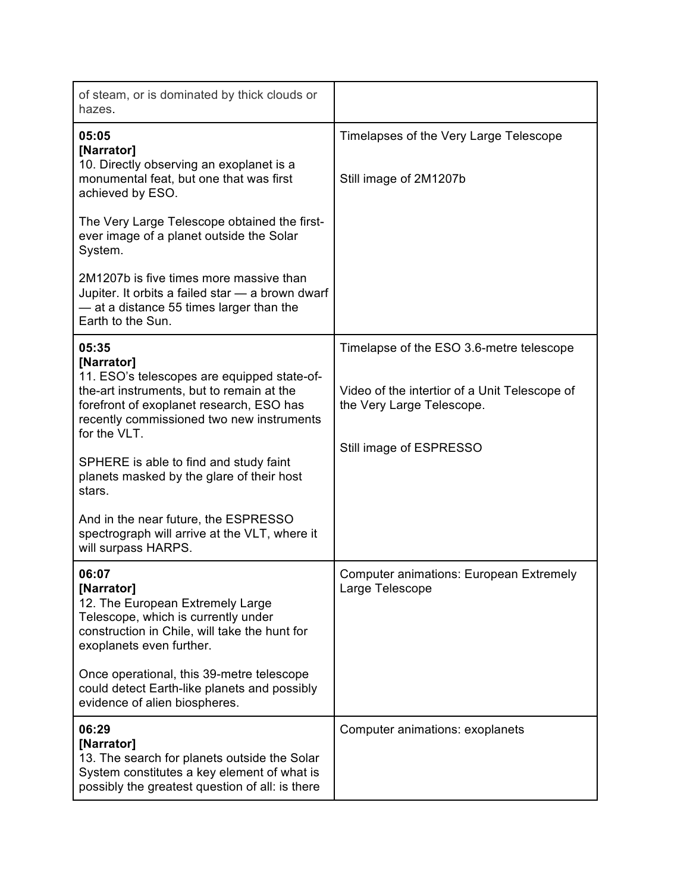| | |
|---|---|
| of steam, or is dominated by thick clouds or hazes. | |
| **05:05**<br>**[Narrator]**<br>10. Directly observing an exoplanet is a monumental feat, but one that was first achieved by ESO.<br><br>The Very Large Telescope obtained the first-ever image of a planet outside the Solar System.<br><br>2M1207b is five times more massive than Jupiter. It orbits a failed star — a brown dwarf — at a distance 55 times larger than the Earth to the Sun. | Timelapses of the Very Large Telescope<br><br>Still image of 2M1207b |
| **05:35**<br>**[Narrator]**<br>11. ESO's telescopes are equipped state-of-the-art instruments, but to remain at the forefront of exoplanet research, ESO has recently commissioned two new instruments for the VLT.<br><br>SPHERE is able to find and study faint planets masked by the glare of their host stars.<br><br>And in the near future, the ESPRESSO spectrograph will arrive at the VLT, where it will surpass HARPS. | Timelapse of the ESO 3.6-metre telescope<br><br>Video of the intertior of a Unit Telescope of the Very Large Telescope.<br><br>Still image of ESPRESSO |
| **06:07**<br>**[Narrator]**<br>12. The European Extremely Large Telescope, which is currently under construction in Chile, will take the hunt for exoplanets even further.<br><br>Once operational, this 39-metre telescope could detect Earth-like planets and possibly evidence of alien biospheres. | Computer animations: European Extremely Large Telescope |
| **06:29**<br>**[Narrator]**<br>13. The search for planets outside the Solar System constitutes a key element of what is possibly the greatest question of all: is there | Computer animations: exoplanets |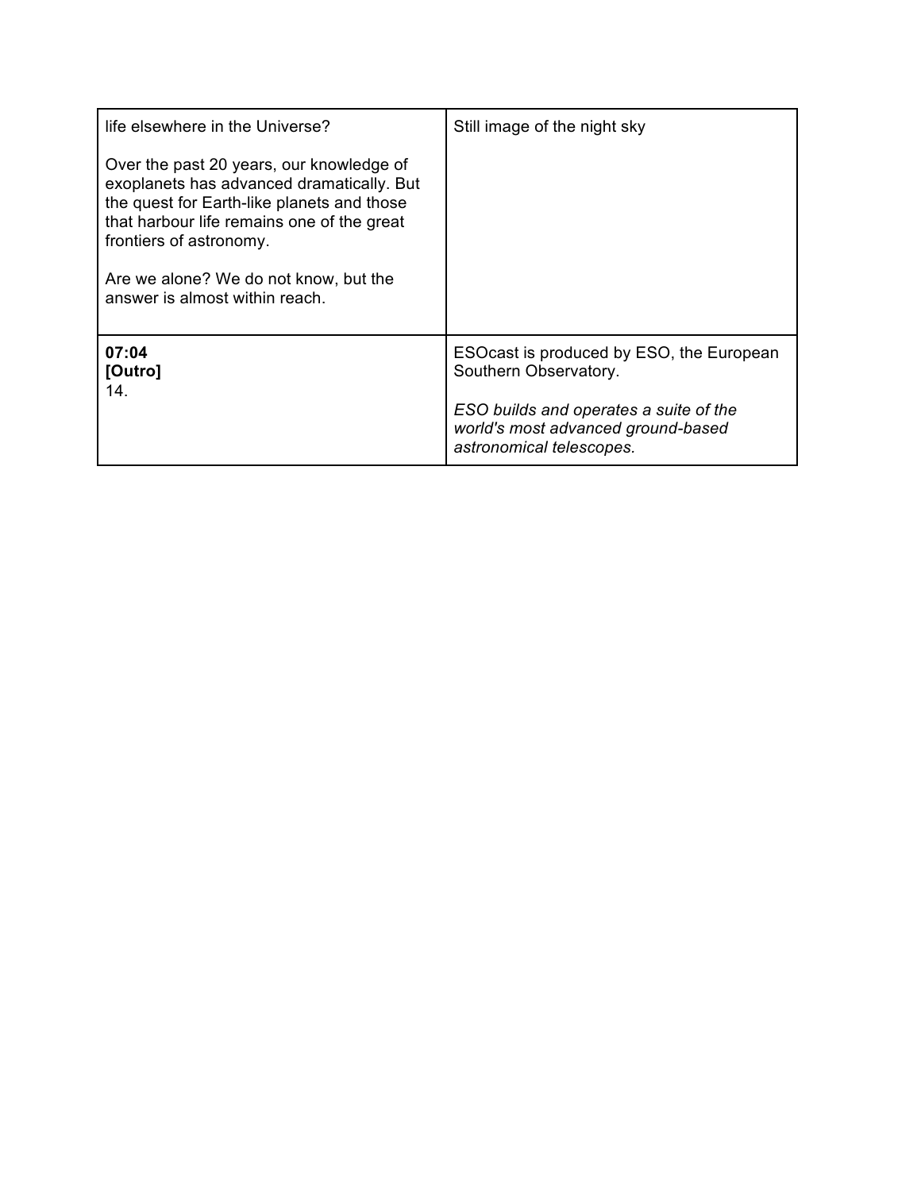| | |
|---|---|
| life elsewhere in the Universe?<br><br>Over the past 20 years, our knowledge of exoplanets has advanced dramatically. But the quest for Earth-like planets and those that harbour life remains one of the great frontiers of astronomy.<br><br>Are we alone? We do not know, but the answer is almost within reach. | Still image of the night sky |
| **07:04**<br>**[Outro]**<br>14. | ESOcast is produced by ESO, the European Southern Observatory.<br><br>*ESO builds and operates a suite of the world's most advanced ground-based astronomical telescopes.* |